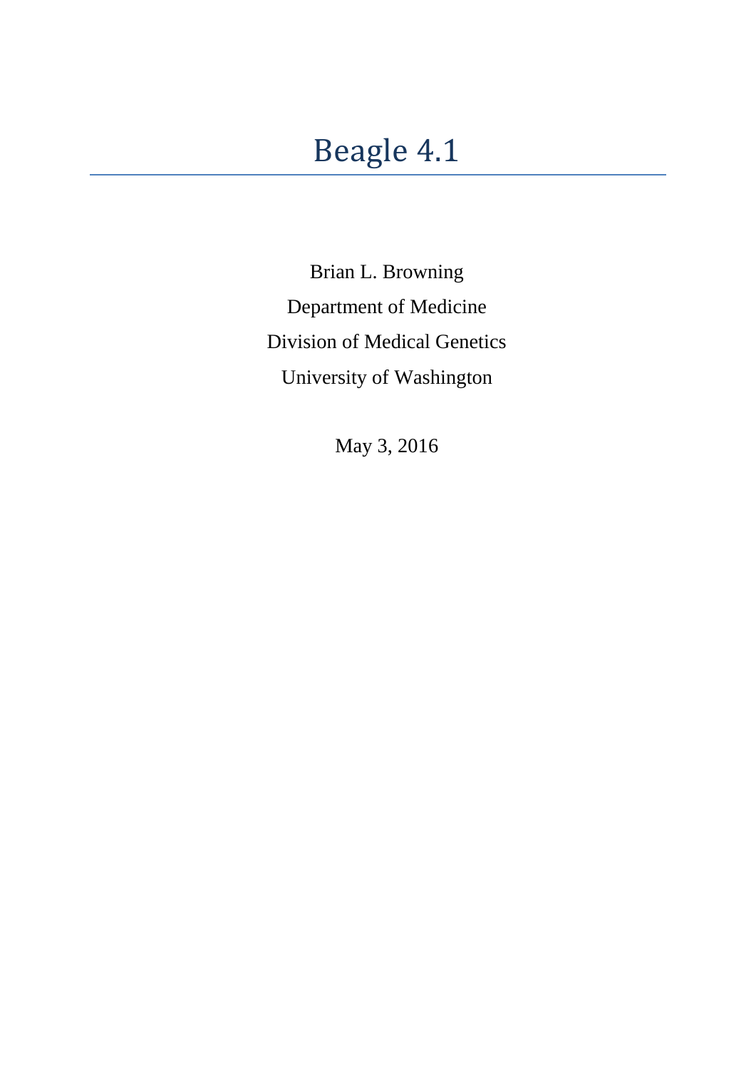# Beagle 4.1

Brian L. Browning

Department of Medicine

Division of Medical Genetics

University of Washington

May 3, 2016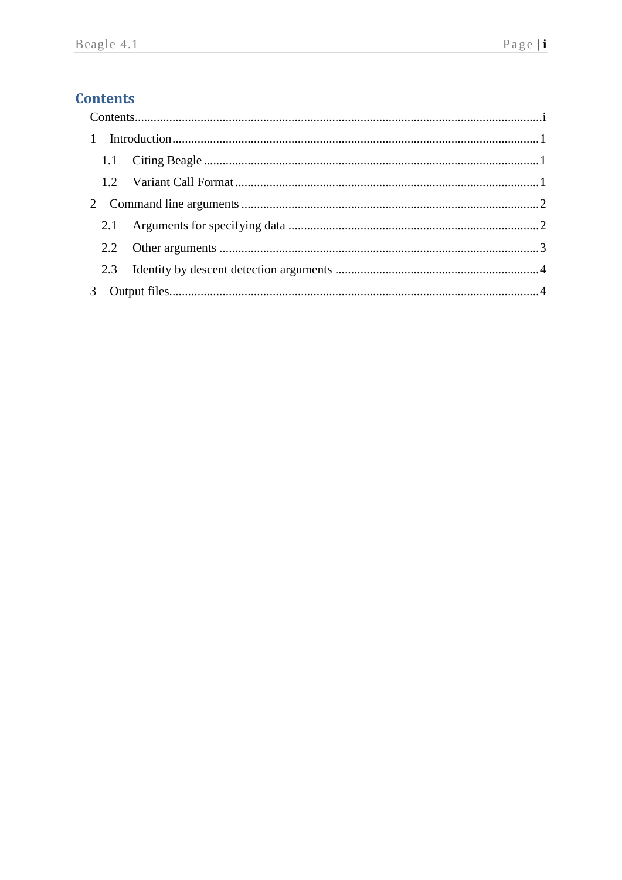# Contents

- Contents .......... i
- 1 Introduction .......... 1
  - 1.1 Citing Beagle .......... 1
  - 1.2 Variant Call Format .......... 1
- 2 Command line arguments .......... 2
  - 2.1 Arguments for specifying data .......... 2
  - 2.2 Other arguments .......... 3
  - 2.3 Identity by descent detection arguments .......... 4
- 3 Output files .......... 4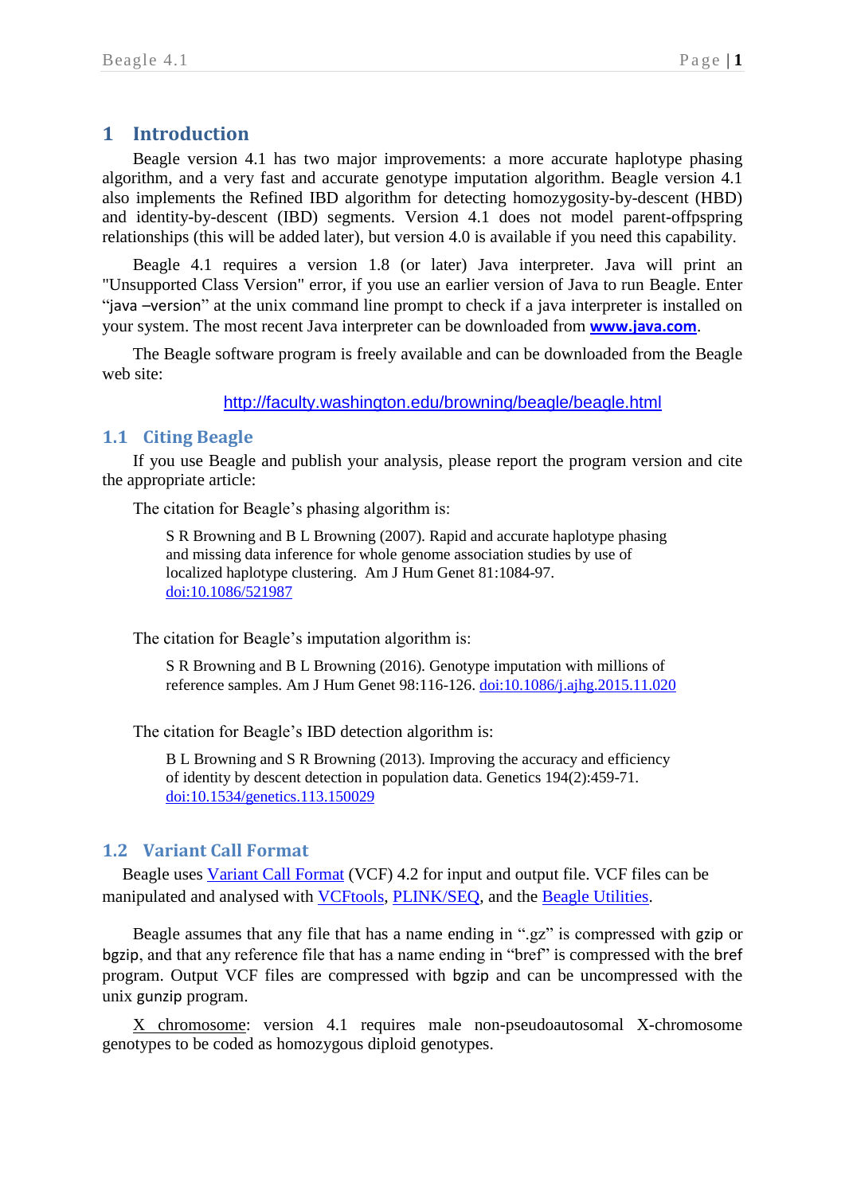# 1 Introduction

Beagle version 4.1 has two major improvements: a more accurate haplotype phasing algorithm, and a very fast and accurate genotype imputation algorithm. Beagle version 4.1 also implements the Refined IBD algorithm for detecting homozygosity-by-descent (HBD) and identity-by-descent (IBD) segments. Version 4.1 does not model parent-offpspring relationships (this will be added later), but version 4.0 is available if you need this capability.

Beagle 4.1 requires a version 1.8 (or later) Java interpreter. Java will print an "Unsupported Class Version" error, if you use an earlier version of Java to run Beagle. Enter "java –version" at the unix command line prompt to check if a java interpreter is installed on your system. The most recent Java interpreter can be downloaded from **www.java.com**.

The Beagle software program is freely available and can be downloaded from the Beagle web site:

http://faculty.washington.edu/browning/beagle/beagle.html

## 1.1 Citing Beagle

If you use Beagle and publish your analysis, please report the program version and cite the appropriate article:

The citation for Beagle's phasing algorithm is:

> S R Browning and B L Browning (2007). Rapid and accurate haplotype phasing and missing data inference for whole genome association studies by use of localized haplotype clustering. Am J Hum Genet 81:1084-97. doi:10.1086/521987

The citation for Beagle's imputation algorithm is:

> S R Browning and B L Browning (2016). Genotype imputation with millions of reference samples. Am J Hum Genet 98:116-126. doi:10.1086/j.ajhg.2015.11.020

The citation for Beagle's IBD detection algorithm is:

> B L Browning and S R Browning (2013). Improving the accuracy and efficiency of identity by descent detection in population data. Genetics 194(2):459-71. doi:10.1534/genetics.113.150029

## 1.2 Variant Call Format

Beagle uses Variant Call Format (VCF) 4.2 for input and output file. VCF files can be manipulated and analysed with VCFtools, PLINK/SEQ, and the Beagle Utilities.

Beagle assumes that any file that has a name ending in ".gz" is compressed with gzip or bgzip, and that any reference file that has a name ending in "bref" is compressed with the bref program. Output VCF files are compressed with bgzip and can be uncompressed with the unix gunzip program.

X chromosome: version 4.1 requires male non-pseudoautosomal X-chromosome genotypes to be coded as homozygous diploid genotypes.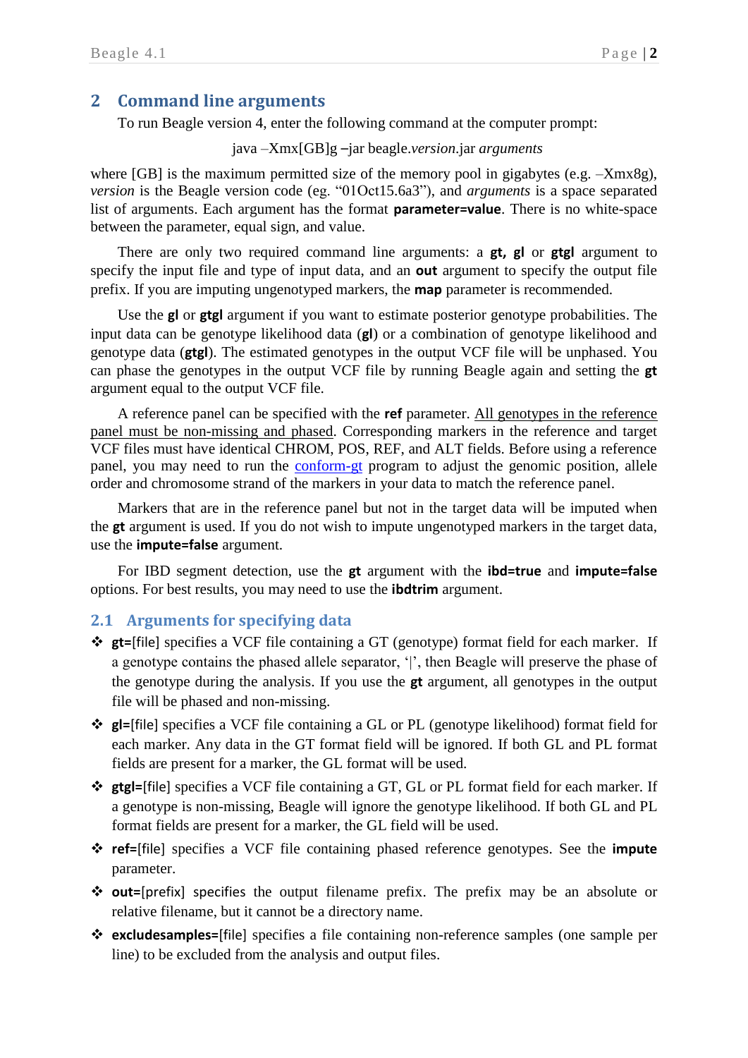## 2 Command line arguments

To run Beagle version 4, enter the following command at the computer prompt:

java –Xmx[GB]g –jar beagle.*version*.jar *arguments*

where [GB] is the maximum permitted size of the memory pool in gigabytes (e.g. –Xmx8g), *version* is the Beagle version code (eg. "01Oct15.6a3"), and *arguments* is a space separated list of arguments. Each argument has the format **parameter=value**. There is no white-space between the parameter, equal sign, and value.

There are only two required command line arguments: a **gt, gl** or **gtgl** argument to specify the input file and type of input data, and an **out** argument to specify the output file prefix. If you are imputing ungenotyped markers, the **map** parameter is recommended.

Use the **gl** or **gtgl** argument if you want to estimate posterior genotype probabilities. The input data can be genotype likelihood data (**gl**) or a combination of genotype likelihood and genotype data (**gtgl**). The estimated genotypes in the output VCF file will be unphased. You can phase the genotypes in the output VCF file by running Beagle again and setting the **gt** argument equal to the output VCF file.

A reference panel can be specified with the **ref** parameter. All genotypes in the reference panel must be non-missing and phased. Corresponding markers in the reference and target VCF files must have identical CHROM, POS, REF, and ALT fields. Before using a reference panel, you may need to run the conform-gt program to adjust the genomic position, allele order and chromosome strand of the markers in your data to match the reference panel.

Markers that are in the reference panel but not in the target data will be imputed when the **gt** argument is used. If you do not wish to impute ungenotyped markers in the target data, use the **impute=false** argument.

For IBD segment detection, use the **gt** argument with the **ibd=true** and **impute=false** options. For best results, you may need to use the **ibdtrim** argument.

### 2.1 Arguments for specifying data

- **gt=**[file] specifies a VCF file containing a GT (genotype) format field for each marker. If a genotype contains the phased allele separator, '|', then Beagle will preserve the phase of the genotype during the analysis. If you use the **gt** argument, all genotypes in the output file will be phased and non-missing.
- **gl=**[file] specifies a VCF file containing a GL or PL (genotype likelihood) format field for each marker. Any data in the GT format field will be ignored. If both GL and PL format fields are present for a marker, the GL format will be used.
- **gtgl=**[file] specifies a VCF file containing a GT, GL or PL format field for each marker. If a genotype is non-missing, Beagle will ignore the genotype likelihood. If both GL and PL format fields are present for a marker, the GL field will be used.
- **ref=**[file] specifies a VCF file containing phased reference genotypes. See the **impute** parameter.
- **out=**[prefix] specifies the output filename prefix. The prefix may be an absolute or relative filename, but it cannot be a directory name.
- **excludesamples=**[file] specifies a file containing non-reference samples (one sample per line) to be excluded from the analysis and output files.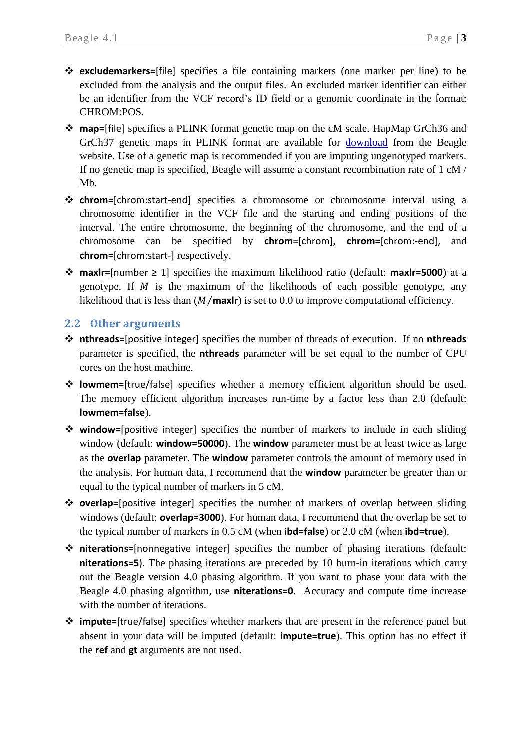- **excludemarkers=**[file] specifies a file containing markers (one marker per line) to be excluded from the analysis and the output files. An excluded marker identifier can either be an identifier from the VCF record's ID field or a genomic coordinate in the format: CHROM:POS.
- **map=**[file] specifies a PLINK format genetic map on the cM scale. HapMap GrCh36 and GrCh37 genetic maps in PLINK format are available for download from the Beagle website. Use of a genetic map is recommended if you are imputing ungenotyped markers. If no genetic map is specified, Beagle will assume a constant recombination rate of 1 cM / Mb.
- **chrom=**[chrom:start-end] specifies a chromosome or chromosome interval using a chromosome identifier in the VCF file and the starting and ending positions of the interval. The entire chromosome, the beginning of the chromosome, and the end of a chromosome can be specified by **chrom=**[chrom], **chrom=**[chrom:-end], and **chrom=**[chrom:start-] respectively.
- **maxlr=**[number ≥ 1] specifies the maximum likelihood ratio (default: **maxlr=5000**) at a genotype. If $M$ is the maximum of the likelihoods of each possible genotype, any likelihood that is less than ($M$/**maxlr**) is set to 0.0 to improve computational efficiency.

## 2.2 Other arguments

- **nthreads=**[positive integer] specifies the number of threads of execution. If no **nthreads** parameter is specified, the **nthreads** parameter will be set equal to the number of CPU cores on the host machine.
- **lowmem=**[true/false] specifies whether a memory efficient algorithm should be used. The memory efficient algorithm increases run-time by a factor less than 2.0 (default: **lowmem=false**).
- **window=**[positive integer] specifies the number of markers to include in each sliding window (default: **window=50000**). The **window** parameter must be at least twice as large as the **overlap** parameter. The **window** parameter controls the amount of memory used in the analysis. For human data, I recommend that the **window** parameter be greater than or equal to the typical number of markers in 5 cM.
- **overlap=**[positive integer] specifies the number of markers of overlap between sliding windows (default: **overlap=3000**). For human data, I recommend that the overlap be set to the typical number of markers in 0.5 cM (when **ibd=false**) or 2.0 cM (when **ibd=true**).
- **niterations=**[nonnegative integer] specifies the number of phasing iterations (default: **niterations=5**). The phasing iterations are preceded by 10 burn-in iterations which carry out the Beagle version 4.0 phasing algorithm. If you want to phase your data with the Beagle 4.0 phasing algorithm, use **niterations=0**. Accuracy and compute time increase with the number of iterations.
- **impute=**[true/false] specifies whether markers that are present in the reference panel but absent in your data will be imputed (default: **impute=true**). This option has no effect if the **ref** and **gt** arguments are not used.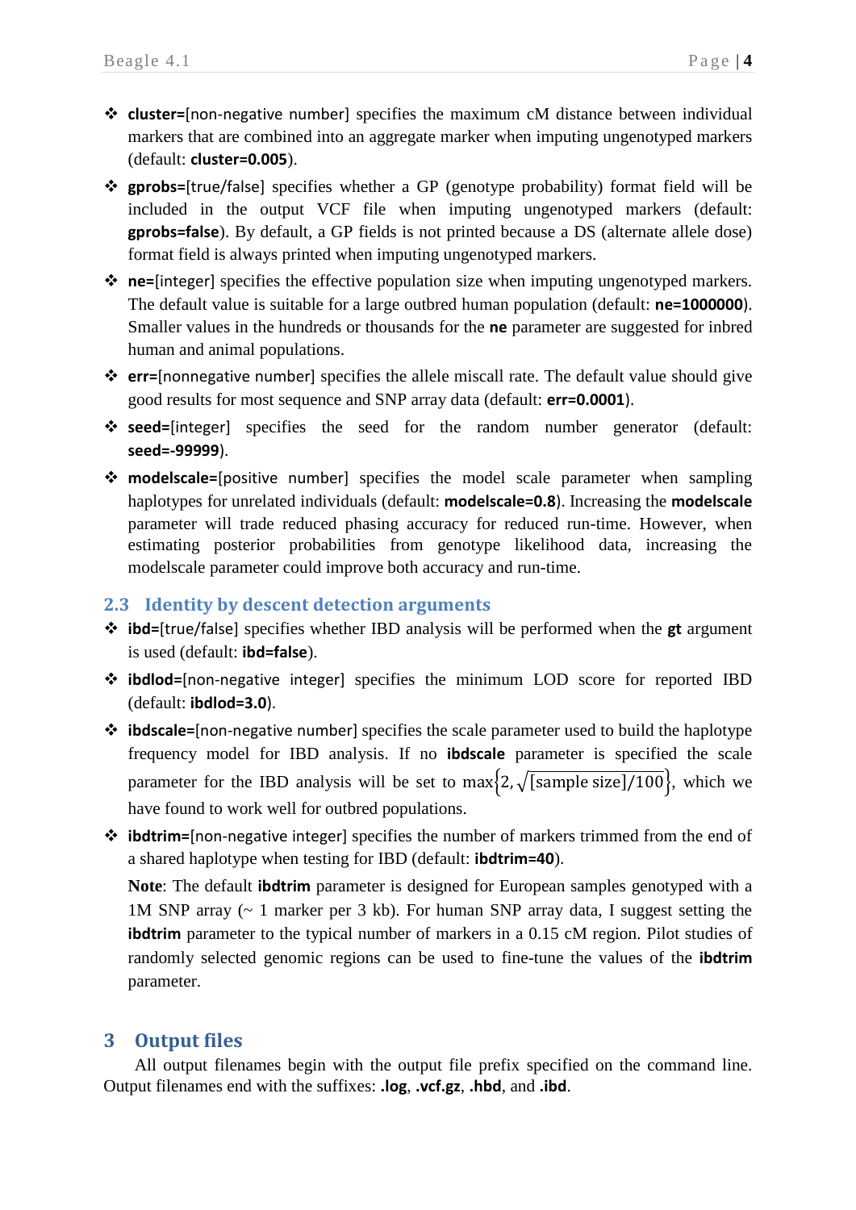- **cluster=**[non-negative number] specifies the maximum cM distance between individual markers that are combined into an aggregate marker when imputing ungenotyped markers (default: **cluster=0.005**).
- **gprobs=**[true/false] specifies whether a GP (genotype probability) format field will be included in the output VCF file when imputing ungenotyped markers (default: **gprobs=false**). By default, a GP fields is not printed because a DS (alternate allele dose) format field is always printed when imputing ungenotyped markers.
- **ne=**[integer] specifies the effective population size when imputing ungenotyped markers. The default value is suitable for a large outbred human population (default: **ne=1000000**). Smaller values in the hundreds or thousands for the **ne** parameter are suggested for inbred human and animal populations.
- **err=**[nonnegative number] specifies the allele miscall rate. The default value should give good results for most sequence and SNP array data (default: **err=0.0001**).
- **seed=**[integer] specifies the seed for the random number generator (default: **seed=-99999**).
- **modelscale=**[positive number] specifies the model scale parameter when sampling haplotypes for unrelated individuals (default: **modelscale=0.8**). Increasing the **modelscale** parameter will trade reduced phasing accuracy for reduced run-time. However, when estimating posterior probabilities from genotype likelihood data, increasing the modelscale parameter could improve both accuracy and run-time.

## 2.3 Identity by descent detection arguments

- **ibd=**[true/false] specifies whether IBD analysis will be performed when the **gt** argument is used (default: **ibd=false**).
- **ibdlod=**[non-negative integer] specifies the minimum LOD score for reported IBD (default: **ibdlod=3.0**).
- **ibdscale=**[non-negative number] specifies the scale parameter used to build the haplotype frequency model for IBD analysis. If no **ibdscale** parameter is specified the scale parameter for the IBD analysis will be set to $\max\left\{2, \sqrt{[\text{sample size}]/100}\right\}$, which we have found to work well for outbred populations.
- **ibdtrim=**[non-negative integer] specifies the number of markers trimmed from the end of a shared haplotype when testing for IBD (default: **ibdtrim=40**).

  **Note**: The default **ibdtrim** parameter is designed for European samples genotyped with a 1M SNP array (~ 1 marker per 3 kb). For human SNP array data, I suggest setting the **ibdtrim** parameter to the typical number of markers in a 0.15 cM region. Pilot studies of randomly selected genomic regions can be used to fine-tune the values of the **ibdtrim** parameter.

# 3 Output files

All output filenames begin with the output file prefix specified on the command line. Output filenames end with the suffixes: **.log**, **.vcf.gz**, **.hbd**, and **.ibd**.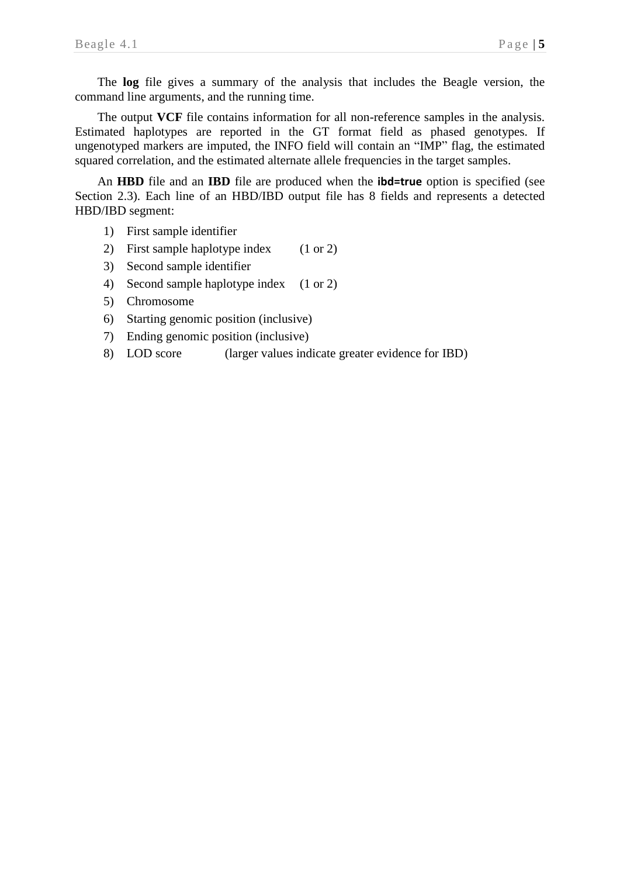The **log** file gives a summary of the analysis that includes the Beagle version, the command line arguments, and the running time.

The output **VCF** file contains information for all non-reference samples in the analysis. Estimated haplotypes are reported in the GT format field as phased genotypes. If ungenotyped markers are imputed, the INFO field will contain an "IMP" flag, the estimated squared correlation, and the estimated alternate allele frequencies in the target samples.

An **HBD** file and an **IBD** file are produced when the **ibd=true** option is specified (see Section 2.3). Each line of an HBD/IBD output file has 8 fields and represents a detected HBD/IBD segment:

1) First sample identifier
2) First sample haplotype index (1 or 2)
3) Second sample identifier
4) Second sample haplotype index (1 or 2)
5) Chromosome
6) Starting genomic position (inclusive)
7) Ending genomic position (inclusive)
8) LOD score (larger values indicate greater evidence for IBD)